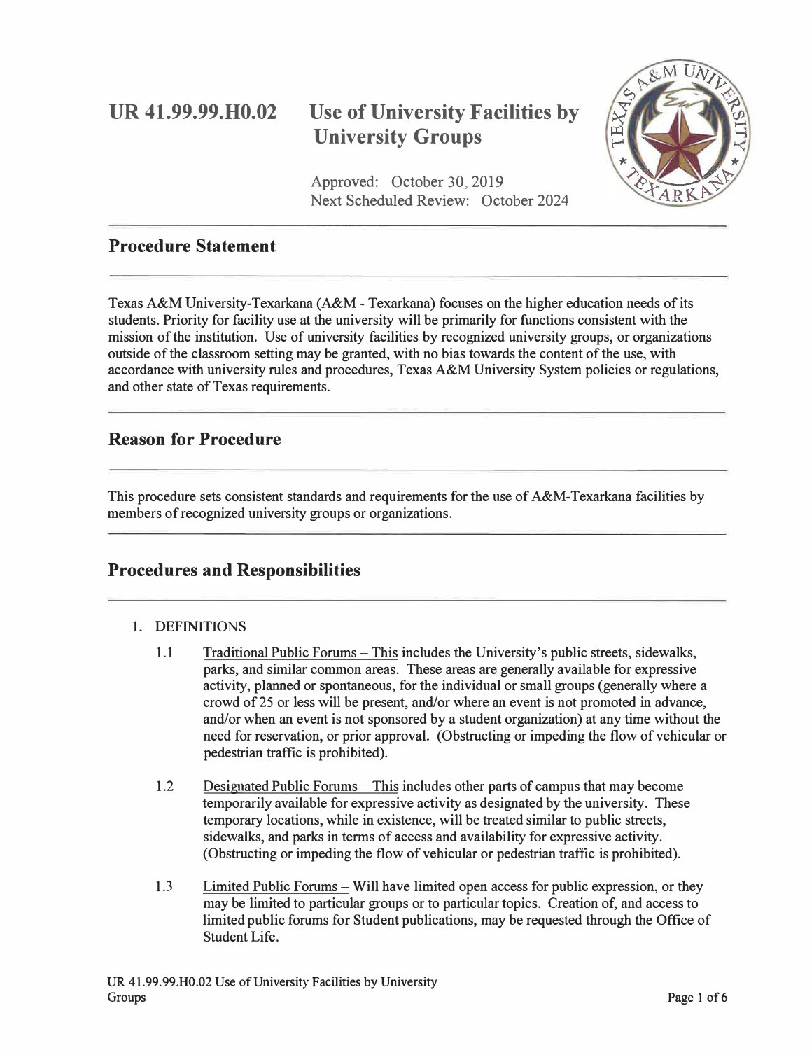# UR 41.99.99.H0.02 Use of University Facilities by University Groups

Approved: October 30, 2019
Next Scheduled Review: October 2024

## Procedure Statement

Texas A&M University-Texarkana (A&M - Texarkana) focuses on the higher education needs of its students. Priority for facility use at the university will be primarily for functions consistent with the mission of the institution. Use of university facilities by recognized university groups, or organizations outside of the classroom setting may be granted, with no bias towards the content of the use, with accordance with university rules and procedures, Texas A&M University System policies or regulations, and other state of Texas requirements.

## Reason for Procedure

This procedure sets consistent standards and requirements for the use of A&M-Texarkana facilities by members of recognized university groups or organizations.

## Procedures and Responsibilities

1. DEFINITIONS

   1.1 Traditional Public Forums – This includes the University's public streets, sidewalks, parks, and similar common areas. These areas are generally available for expressive activity, planned or spontaneous, for the individual or small groups (generally where a crowd of 25 or less will be present, and/or where an event is not promoted in advance, and/or when an event is not sponsored by a student organization) at any time without the need for reservation, or prior approval. (Obstructing or impeding the flow of vehicular or pedestrian traffic is prohibited).

   1.2 Designated Public Forums – This includes other parts of campus that may become temporarily available for expressive activity as designated by the university. These temporary locations, while in existence, will be treated similar to public streets, sidewalks, and parks in terms of access and availability for expressive activity. (Obstructing or impeding the flow of vehicular or pedestrian traffic is prohibited).

   1.3 Limited Public Forums – Will have limited open access for public expression, or they may be limited to particular groups or to particular topics. Creation of, and access to limited public forums for Student publications, may be requested through the Office of Student Life.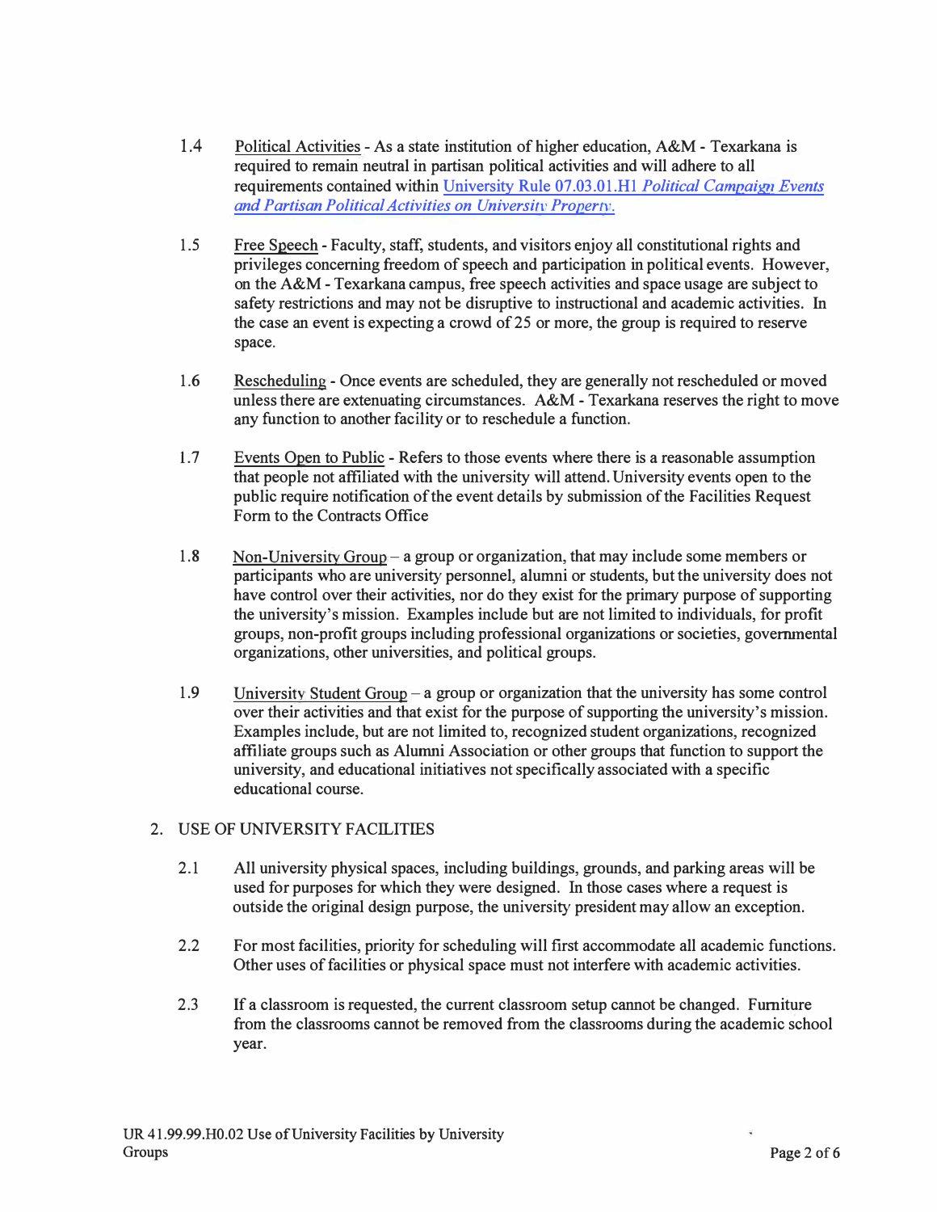1.4 Political Activities - As a state institution of higher education, A&M - Texarkana is required to remain neutral in partisan political activities and will adhere to all requirements contained within University Rule 07.03.01.H1 *Political Campaign Events and Partisan Political Activities on University Property.*

1.5 Free Speech - Faculty, staff, students, and visitors enjoy all constitutional rights and privileges concerning freedom of speech and participation in political events. However, on the A&M - Texarkana campus, free speech activities and space usage are subject to safety restrictions and may not be disruptive to instructional and academic activities. In the case an event is expecting a crowd of 25 or more, the group is required to reserve space.

1.6 Rescheduling - Once events are scheduled, they are generally not rescheduled or moved unless there are extenuating circumstances. A&M - Texarkana reserves the right to move any function to another facility or to reschedule a function.

1.7 Events Open to Public - Refers to those events where there is a reasonable assumption that people not affiliated with the university will attend. University events open to the public require notification of the event details by submission of the Facilities Request Form to the Contracts Office

1.8 Non-University Group – a group or organization, that may include some members or participants who are university personnel, alumni or students, but the university does not have control over their activities, nor do they exist for the primary purpose of supporting the university's mission. Examples include but are not limited to individuals, for profit groups, non-profit groups including professional organizations or societies, governmental organizations, other universities, and political groups.

1.9 University Student Group – a group or organization that the university has some control over their activities and that exist for the purpose of supporting the university's mission. Examples include, but are not limited to, recognized student organizations, recognized affiliate groups such as Alumni Association or other groups that function to support the university, and educational initiatives not specifically associated with a specific educational course.

## 2. USE OF UNIVERSITY FACILITIES

2.1 All university physical spaces, including buildings, grounds, and parking areas will be used for purposes for which they were designed. In those cases where a request is outside the original design purpose, the university president may allow an exception.

2.2 For most facilities, priority for scheduling will first accommodate all academic functions. Other uses of facilities or physical space must not interfere with academic activities.

2.3 If a classroom is requested, the current classroom setup cannot be changed. Furniture from the classrooms cannot be removed from the classrooms during the academic school year.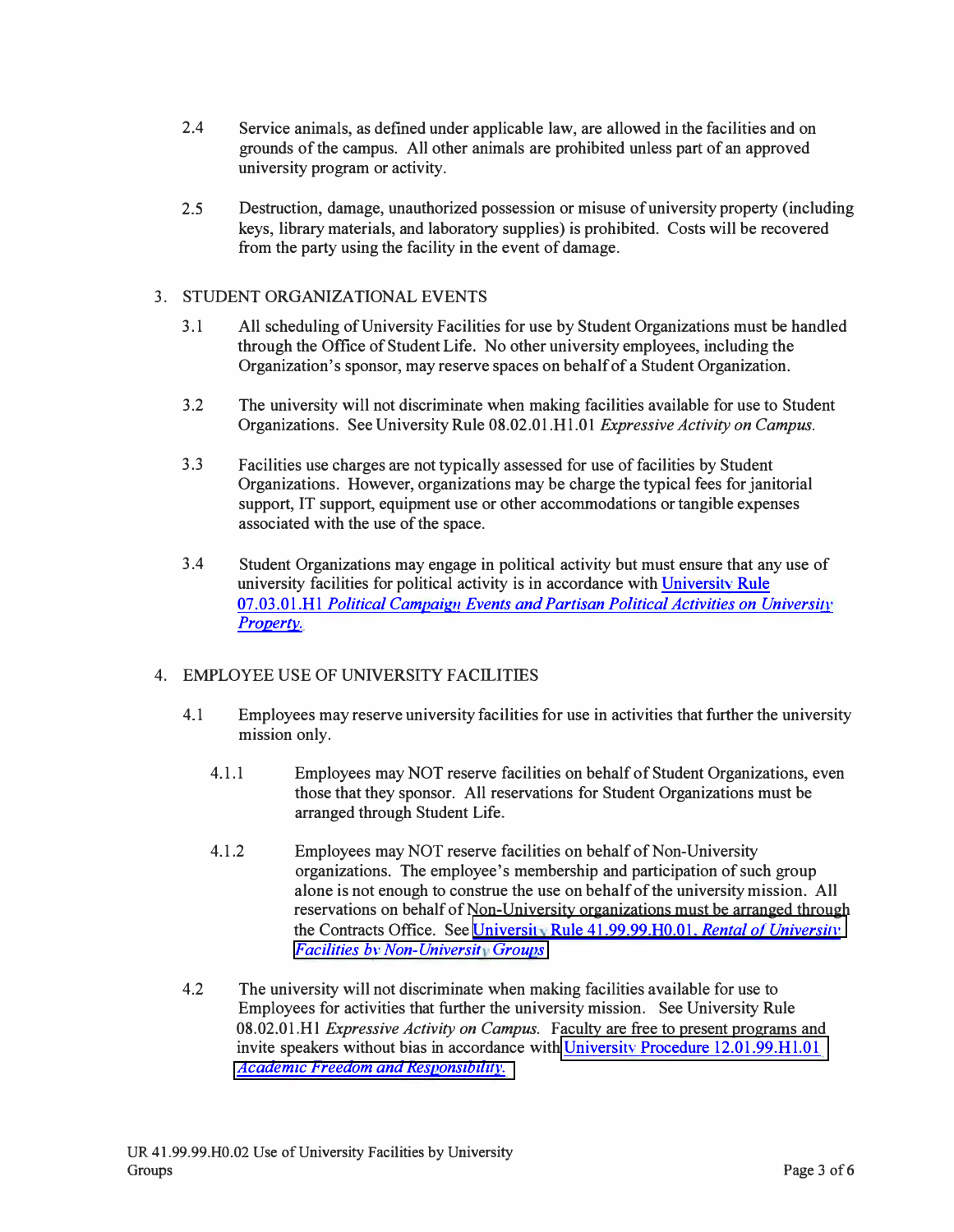2.4 Service animals, as defined under applicable law, are allowed in the facilities and on grounds of the campus. All other animals are prohibited unless part of an approved university program or activity.

2.5 Destruction, damage, unauthorized possession or misuse of university property (including keys, library materials, and laboratory supplies) is prohibited. Costs will be recovered from the party using the facility in the event of damage.

3. STUDENT ORGANIZATIONAL EVENTS

3.1 All scheduling of University Facilities for use by Student Organizations must be handled through the Office of Student Life. No other university employees, including the Organization's sponsor, may reserve spaces on behalf of a Student Organization.

3.2 The university will not discriminate when making facilities available for use to Student Organizations. See University Rule 08.02.01.H1.01 *Expressive Activity on Campus.*

3.3 Facilities use charges are not typically assessed for use of facilities by Student Organizations. However, organizations may be charge the typical fees for janitorial support, IT support, equipment use or other accommodations or tangible expenses associated with the use of the space.

3.4 Student Organizations may engage in political activity but must ensure that any use of university facilities for political activity is in accordance with University Rule 07.03.01.H1 *Political Campaign Events and Partisan Political Activities on University Property.*

4. EMPLOYEE USE OF UNIVERSITY FACILITIES

4.1 Employees may reserve university facilities for use in activities that further the university mission only.

4.1.1 Employees may NOT reserve facilities on behalf of Student Organizations, even those that they sponsor. All reservations for Student Organizations must be arranged through Student Life.

4.1.2 Employees may NOT reserve facilities on behalf of Non-University organizations. The employee's membership and participation of such group alone is not enough to construe the use on behalf of the university mission. All reservations on behalf of Non-University organizations must be arranged through the Contracts Office. See University Rule 41.99.99.H0.01, *Rental of University Facilities by Non-University Groups*

4.2 The university will not discriminate when making facilities available for use to Employees for activities that further the university mission. See University Rule 08.02.01.H1 *Expressive Activity on Campus.* Faculty are free to present programs and invite speakers without bias in accordance with University Procedure 12.01.99.H1.01 *Academic Freedom and Responsibility.*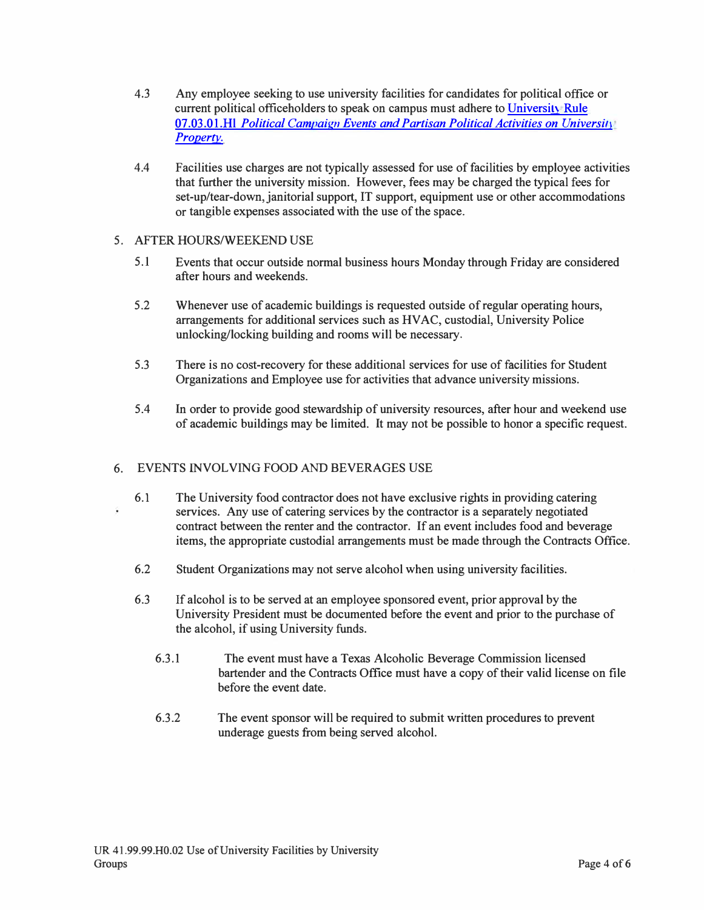4.3 Any employee seeking to use university facilities for candidates for political office or current political officeholders to speak on campus must adhere to University Rule 07.03.01.H1 *Political Campaign Events and Partisan Political Activities on University Property.*

4.4 Facilities use charges are not typically assessed for use of facilities by employee activities that further the university mission. However, fees may be charged the typical fees for set-up/tear-down, janitorial support, IT support, equipment use or other accommodations or tangible expenses associated with the use of the space.

## 5. AFTER HOURS/WEEKEND USE

5.1 Events that occur outside normal business hours Monday through Friday are considered after hours and weekends.

5.2 Whenever use of academic buildings is requested outside of regular operating hours, arrangements for additional services such as HVAC, custodial, University Police unlocking/locking building and rooms will be necessary.

5.3 There is no cost-recovery for these additional services for use of facilities for Student Organizations and Employee use for activities that advance university missions.

5.4 In order to provide good stewardship of university resources, after hour and weekend use of academic buildings may be limited. It may not be possible to honor a specific request.

## 6. EVENTS INVOLVING FOOD AND BEVERAGES USE

6.1 The University food contractor does not have exclusive rights in providing catering services. Any use of catering services by the contractor is a separately negotiated contract between the renter and the contractor. If an event includes food and beverage items, the appropriate custodial arrangements must be made through the Contracts Office.

6.2 Student Organizations may not serve alcohol when using university facilities.

6.3 If alcohol is to be served at an employee sponsored event, prior approval by the University President must be documented before the event and prior to the purchase of the alcohol, if using University funds.

6.3.1 The event must have a Texas Alcoholic Beverage Commission licensed bartender and the Contracts Office must have a copy of their valid license on file before the event date.

6.3.2 The event sponsor will be required to submit written procedures to prevent underage guests from being served alcohol.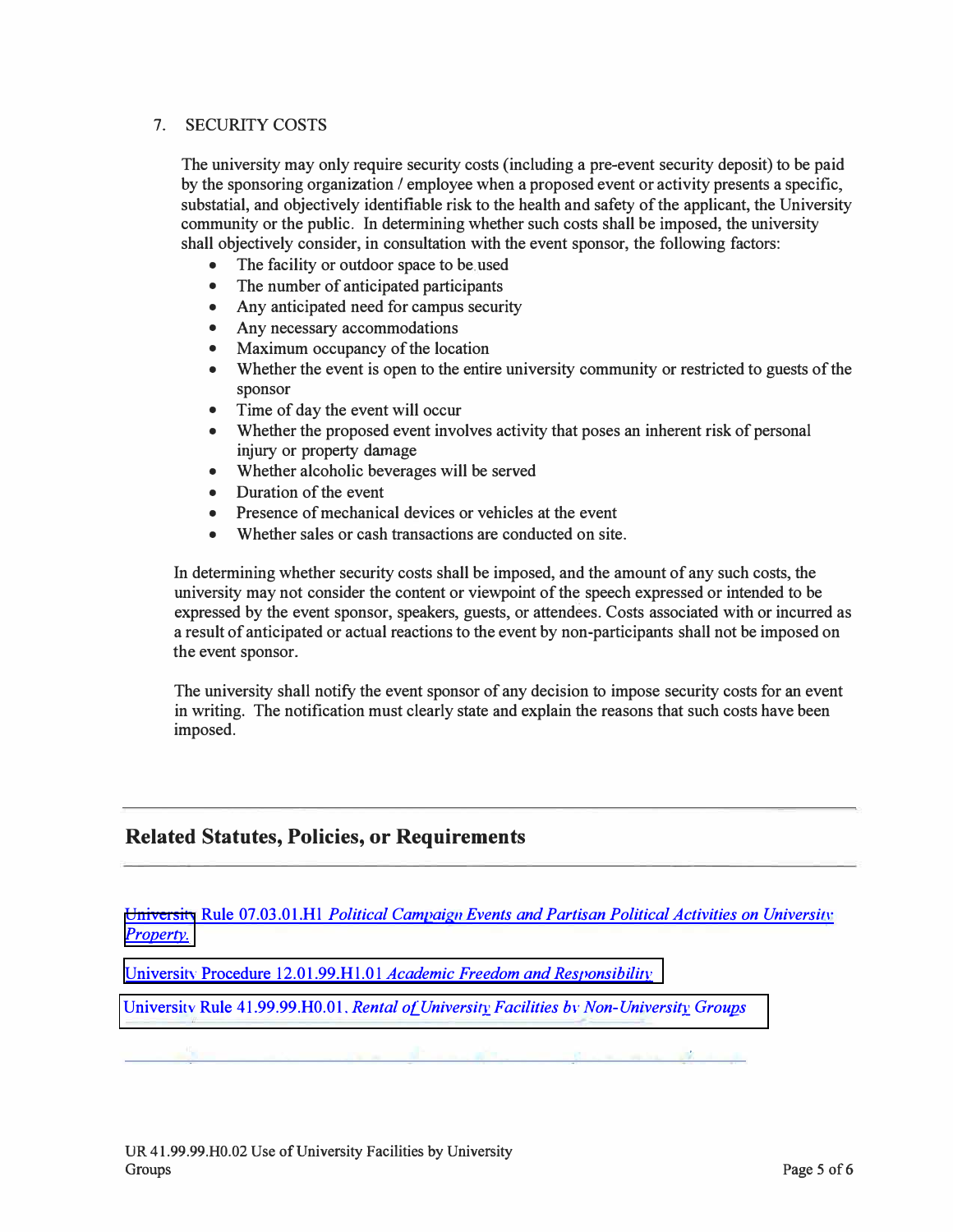7. SECURITY COSTS

The university may only require security costs (including a pre-event security deposit) to be paid by the sponsoring organization / employee when a proposed event or activity presents a specific, substatial, and objectively identifiable risk to the health and safety of the applicant, the University community or the public. In determining whether such costs shall be imposed, the university shall objectively consider, in consultation with the event sponsor, the following factors:

- The facility or outdoor space to be used
- The number of anticipated participants
- Any anticipated need for campus security
- Any necessary accommodations
- Maximum occupancy of the location
- Whether the event is open to the entire university community or restricted to guests of the sponsor
- Time of day the event will occur
- Whether the proposed event involves activity that poses an inherent risk of personal injury or property damage
- Whether alcoholic beverages will be served
- Duration of the event
- Presence of mechanical devices or vehicles at the event
- Whether sales or cash transactions are conducted on site.

In determining whether security costs shall be imposed, and the amount of any such costs, the university may not consider the content or viewpoint of the speech expressed or intended to be expressed by the event sponsor, speakers, guests, or attendees. Costs associated with or incurred as a result of anticipated or actual reactions to the event by non-participants shall not be imposed on the event sponsor.

The university shall notify the event sponsor of any decision to impose security costs for an event in writing. The notification must clearly state and explain the reasons that such costs have been imposed.

## Related Statutes, Policies, or Requirements

University Rule 07.03.01.H1 *Political Campaign Events and Partisan Political Activities on University Property.*

University Procedure 12.01.99.H1.01 *Academic Freedom and Responsibility*

University Rule 41.99.99.H0.01. *Rental of University Facilities by Non-University Groups*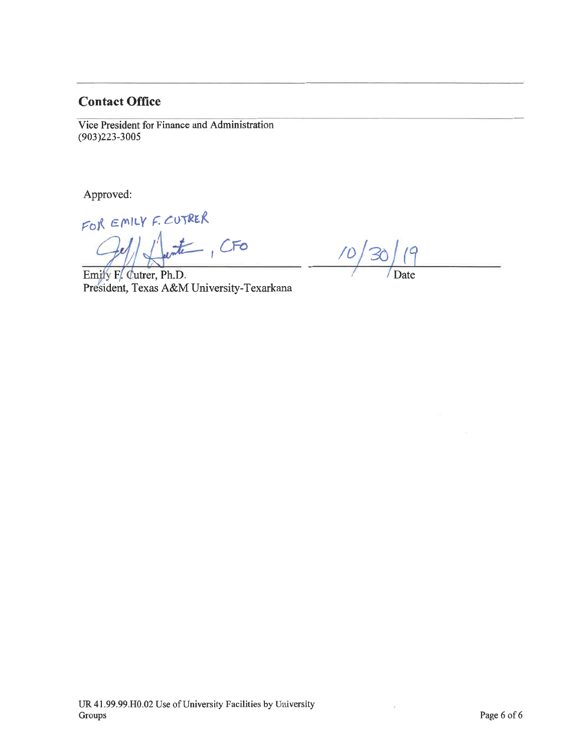## Contact Office

Vice President for Finance and Administration
(903)223-3005

Approved:

FOR EMILY F. CUTRER
, CFO

Emily F. Cutrer, Ph.D.
President, Texas A&M University-Texarkana

10/30/19
Date